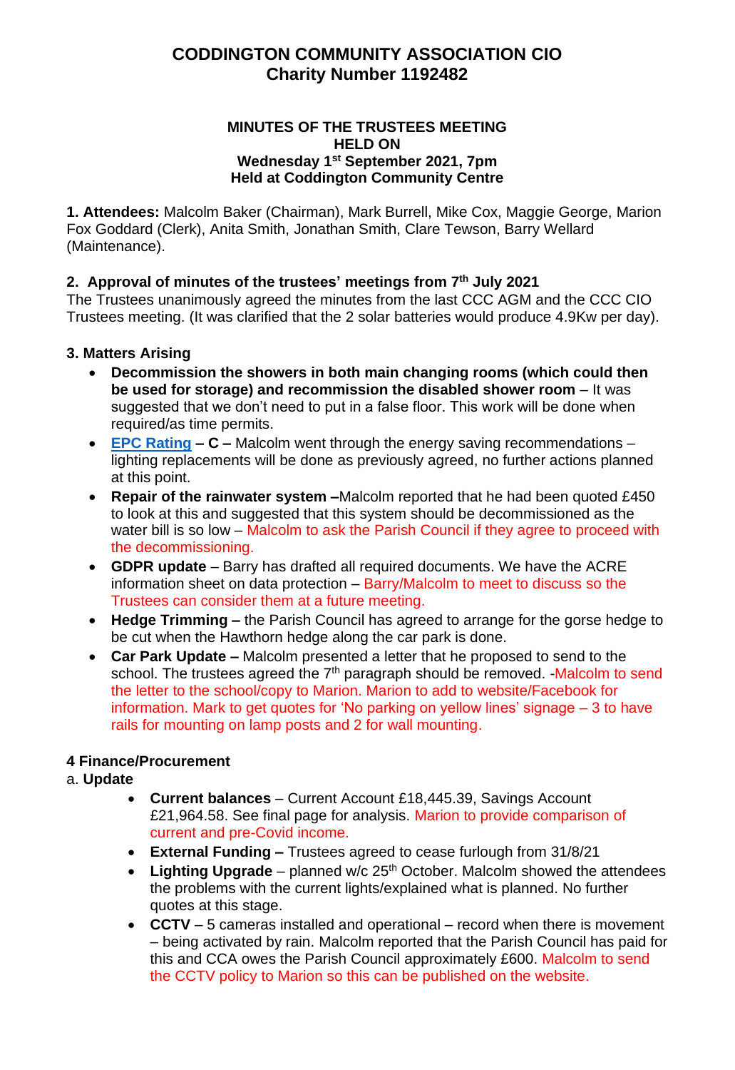# CODDINGTON COMMUNITY ASSOCIATION CIO
# Charity Number 1192482

**MINUTES OF THE TRUSTEES MEETING**
**HELD ON**
**Wednesday 1st September 2021, 7pm**
**Held at Coddington Community Centre**

**1. Attendees:** Malcolm Baker (Chairman), Mark Burrell, Mike Cox, Maggie George, Marion Fox Goddard (Clerk), Anita Smith, Jonathan Smith, Clare Tewson, Barry Wellard (Maintenance).

**2. Approval of minutes of the trustees' meetings from 7th July 2021**
The Trustees unanimously agreed the minutes from the last CCC AGM and the CCC CIO Trustees meeting. (It was clarified that the 2 solar batteries would produce 4.9Kw per day).

**3. Matters Arising**

- **Decommission the showers in both main changing rooms (which could then be used for storage) and recommission the disabled shower room** – It was suggested that we don't need to put in a false floor. This work will be done when required/as time permits.
- **EPC Rating – C –** Malcolm went through the energy saving recommendations – lighting replacements will be done as previously agreed, no further actions planned at this point.
- **Repair of the rainwater system –**Malcolm reported that he had been quoted £450 to look at this and suggested that this system should be decommissioned as the water bill is so low – Malcolm to ask the Parish Council if they agree to proceed with the decommissioning.
- **GDPR update** – Barry has drafted all required documents. We have the ACRE information sheet on data protection – Barry/Malcolm to meet to discuss so the Trustees can consider them at a future meeting.
- **Hedge Trimming –** the Parish Council has agreed to arrange for the gorse hedge to be cut when the Hawthorn hedge along the car park is done.
- **Car Park Update –** Malcolm presented a letter that he proposed to send to the school. The trustees agreed the 7th paragraph should be removed. -Malcolm to send the letter to the school/copy to Marion. Marion to add to website/Facebook for information. Mark to get quotes for 'No parking on yellow lines' signage – 3 to have rails for mounting on lamp posts and 2 for wall mounting.

**4 Finance/Procurement**

a. **Update**

- **Current balances** – Current Account £18,445.39, Savings Account £21,964.58. See final page for analysis. Marion to provide comparison of current and pre-Covid income.
- **External Funding –** Trustees agreed to cease furlough from 31/8/21
- **Lighting Upgrade** – planned w/c 25th October. Malcolm showed the attendees the problems with the current lights/explained what is planned. No further quotes at this stage.
- **CCTV** – 5 cameras installed and operational – record when there is movement – being activated by rain. Malcolm reported that the Parish Council has paid for this and CCA owes the Parish Council approximately £600. Malcolm to send the CCTV policy to Marion so this can be published on the website.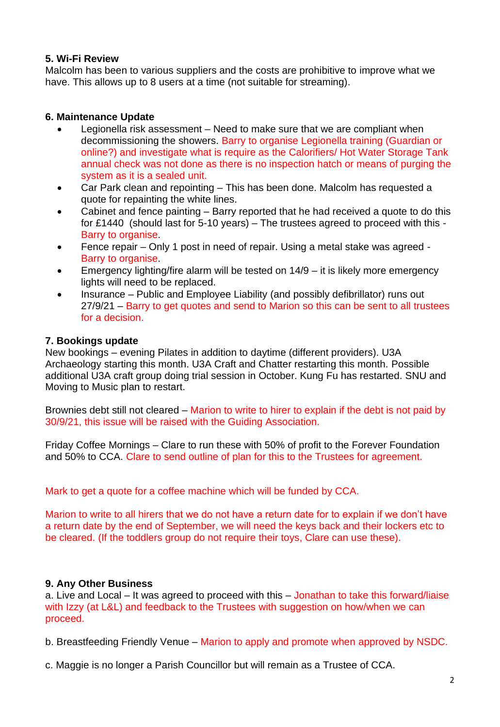**5. Wi-Fi Review**
Malcolm has been to various suppliers and the costs are prohibitive to improve what we have. This allows up to 8 users at a time (not suitable for streaming).

**6. Maintenance Update**

- Legionella risk assessment – Need to make sure that we are compliant when decommissioning the showers. Barry to organise Legionella training (Guardian or online?) and investigate what is require as the Calorifiers/ Hot Water Storage Tank annual check was not done as there is no inspection hatch or means of purging the system as it is a sealed unit.
- Car Park clean and repointing – This has been done. Malcolm has requested a quote for repainting the white lines.
- Cabinet and fence painting – Barry reported that he had received a quote to do this for £1440 (should last for 5-10 years) – The trustees agreed to proceed with this - Barry to organise.
- Fence repair – Only 1 post in need of repair. Using a metal stake was agreed - Barry to organise.
- Emergency lighting/fire alarm will be tested on 14/9 – it is likely more emergency lights will need to be replaced.
- Insurance – Public and Employee Liability (and possibly defibrillator) runs out 27/9/21 – Barry to get quotes and send to Marion so this can be sent to all trustees for a decision.

**7. Bookings update**
New bookings – evening Pilates in addition to daytime (different providers). U3A Archaeology starting this month. U3A Craft and Chatter restarting this month. Possible additional U3A craft group doing trial session in October. Kung Fu has restarted. SNU and Moving to Music plan to restart.

Brownies debt still not cleared – Marion to write to hirer to explain if the debt is not paid by 30/9/21, this issue will be raised with the Guiding Association.

Friday Coffee Mornings – Clare to run these with 50% of profit to the Forever Foundation and 50% to CCA. Clare to send outline of plan for this to the Trustees for agreement.

Mark to get a quote for a coffee machine which will be funded by CCA.

Marion to write to all hirers that we do not have a return date for to explain if we don't have a return date by the end of September, we will need the keys back and their lockers etc to be cleared. (If the toddlers group do not require their toys, Clare can use these).

**9. Any Other Business**
a. Live and Local – It was agreed to proceed with this – Jonathan to take this forward/liaise with Izzy (at L&L) and feedback to the Trustees with suggestion on how/when we can proceed.

b. Breastfeeding Friendly Venue – Marion to apply and promote when approved by NSDC.

c. Maggie is no longer a Parish Councillor but will remain as a Trustee of CCA.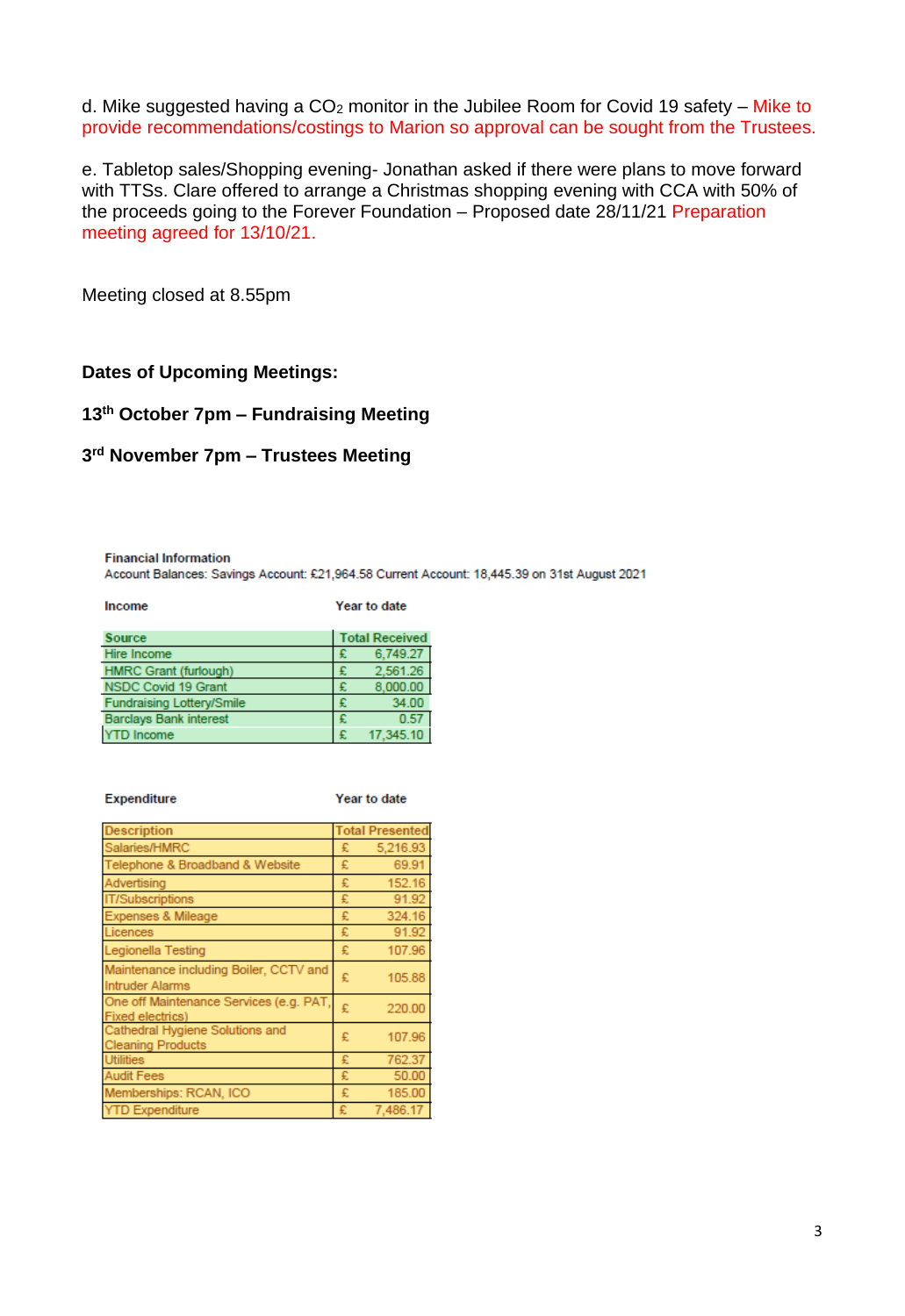d. Mike suggested having a $CO_2$ monitor in the Jubilee Room for Covid 19 safety – Mike to provide recommendations/costings to Marion so approval can be sought from the Trustees.

e. Tabletop sales/Shopping evening- Jonathan asked if there were plans to move forward with TTSs. Clare offered to arrange a Christmas shopping evening with CCA with 50% of the proceeds going to the Forever Foundation – Proposed date 28/11/21 Preparation meeting agreed for 13/10/21.

Meeting closed at 8.55pm

**Dates of Upcoming Meetings:**

**13th October 7pm – Fundraising Meeting**

**3rd November 7pm – Trustees Meeting**

**Financial Information**

Account Balances: Savings Account: £21,964.58 Current Account: 18,445.39 on 31st August 2021

**Income** — Year to date

| Source | Total Received | |
|---|---|---|
| Hire Income | £ | 6,749.27 |
| HMRC Grant (furlough) | £ | 2,561.26 |
| NSDC Covid 19 Grant | £ | 8,000.00 |
| Fundraising Lottery/Smile | £ | 34.00 |
| Barclays Bank interest | £ | 0.57 |
| YTD Income | £ | 17,345.10 |

**Expenditure** — Year to date

| Description | Total Presented | |
|---|---|---|
| Salaries/HMRC | £ | 5,216.93 |
| Telephone & Broadband & Website | £ | 69.91 |
| Advertising | £ | 152.16 |
| IT/Subscriptions | £ | 91.92 |
| Expenses & Mileage | £ | 324.16 |
| Licences | £ | 91.92 |
| Legionella Testing | £ | 107.96 |
| Maintenance including Boiler, CCTV and Intruder Alarms | £ | 105.88 |
| One off Maintenance Services (e.g. PAT, Fixed electrics) | £ | 220.00 |
| Cathedral Hygiene Solutions and Cleaning Products | £ | 107.96 |
| Utilities | £ | 762.37 |
| Audit Fees | £ | 50.00 |
| Memberships: RCAN, ICO | £ | 185.00 |
| YTD Expenditure | £ | 7,486.17 |